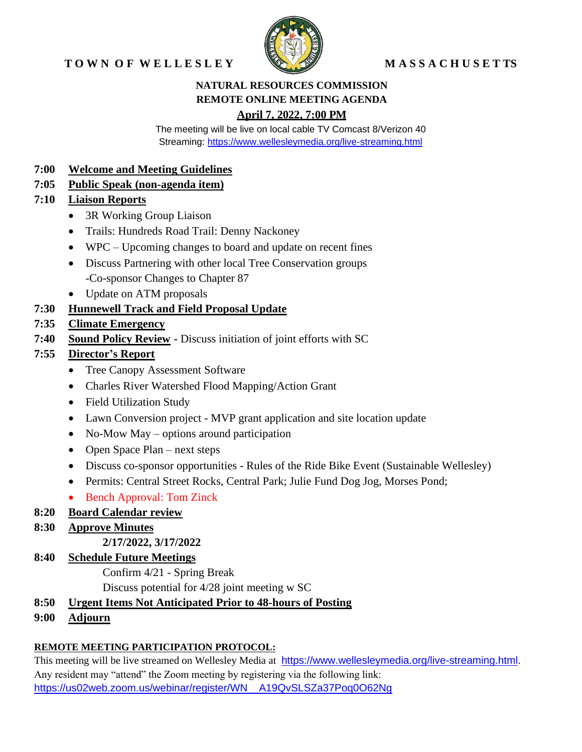**TOWN OF WELLESLEY** **MASSACHUSETTS**

# NATURAL RESOURCES COMMISSION
## REMOTE ONLINE MEETING AGENDA
### April 7, 2022, 7:00 PM

The meeting will be live on local cable TV Comcast 8/Verizon 40
Streaming: https://www.wellesleymedia.org/live-streaming.html

**7:00 Welcome and Meeting Guidelines**

**7:05 Public Speak (non-agenda item)**

**7:10 Liaison Reports**

- 3R Working Group Liaison
- Trails: Hundreds Road Trail: Denny Nackoney
- WPC – Upcoming changes to board and update on recent fines
- Discuss Partnering with other local Tree Conservation groups
  -Co-sponsor Changes to Chapter 87
- Update on ATM proposals

**7:30 Hunnewell Track and Field Proposal Update**

**7:35 Climate Emergency**

**7:40 Sound Policy Review** - Discuss initiation of joint efforts with SC

**7:55 Director's Report**

- Tree Canopy Assessment Software
- Charles River Watershed Flood Mapping/Action Grant
- Field Utilization Study
- Lawn Conversion project - MVP grant application and site location update
- No-Mow May – options around participation
- Open Space Plan – next steps
- Discuss co-sponsor opportunities - Rules of the Ride Bike Event (Sustainable Wellesley)
- Permits: Central Street Rocks, Central Park; Julie Fund Dog Jog, Morses Pond;
- Bench Approval: Tom Zinck

**8:20 Board Calendar review**

**8:30 Approve Minutes**

**2/17/2022, 3/17/2022**

**8:40 Schedule Future Meetings**

Confirm 4/21 - Spring Break
Discuss potential for 4/28 joint meeting w SC

**8:50 Urgent Items Not Anticipated Prior to 48-hours of Posting**

**9:00 Adjourn**

**REMOTE MEETING PARTICIPATION PROTOCOL:**

This meeting will be live streamed on Wellesley Media at https://www.wellesleymedia.org/live-streaming.html.
Any resident may "attend" the Zoom meeting by registering via the following link:
https://us02web.zoom.us/webinar/register/WN__A19QvSLSZa37Poq0O62Ng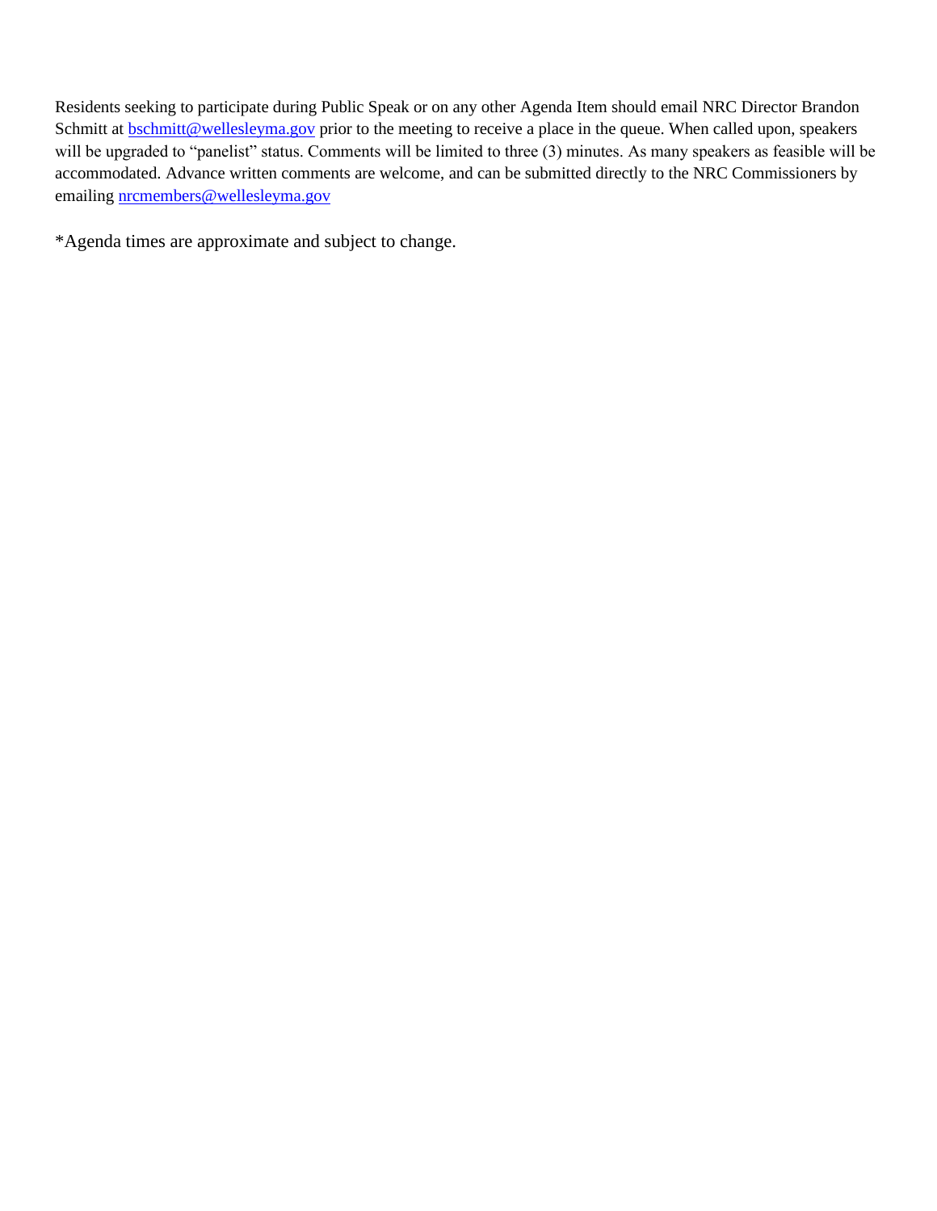Residents seeking to participate during Public Speak or on any other Agenda Item should email NRC Director Brandon Schmitt at [bschmitt@wellesleyma.gov](mailto:bschmitt@wellesleyma.gov) prior to the meeting to receive a place in the queue. When called upon, speakers will be upgraded to "panelist" status. Comments will be limited to three (3) minutes. As many speakers as feasible will be accommodated. Advance written comments are welcome, and can be submitted directly to the NRC Commissioners by emailing [nrcmembers@wellesleyma.gov](mailto:nrcmembers@wellesleyma.gov)

*Agenda times are approximate and subject to change.